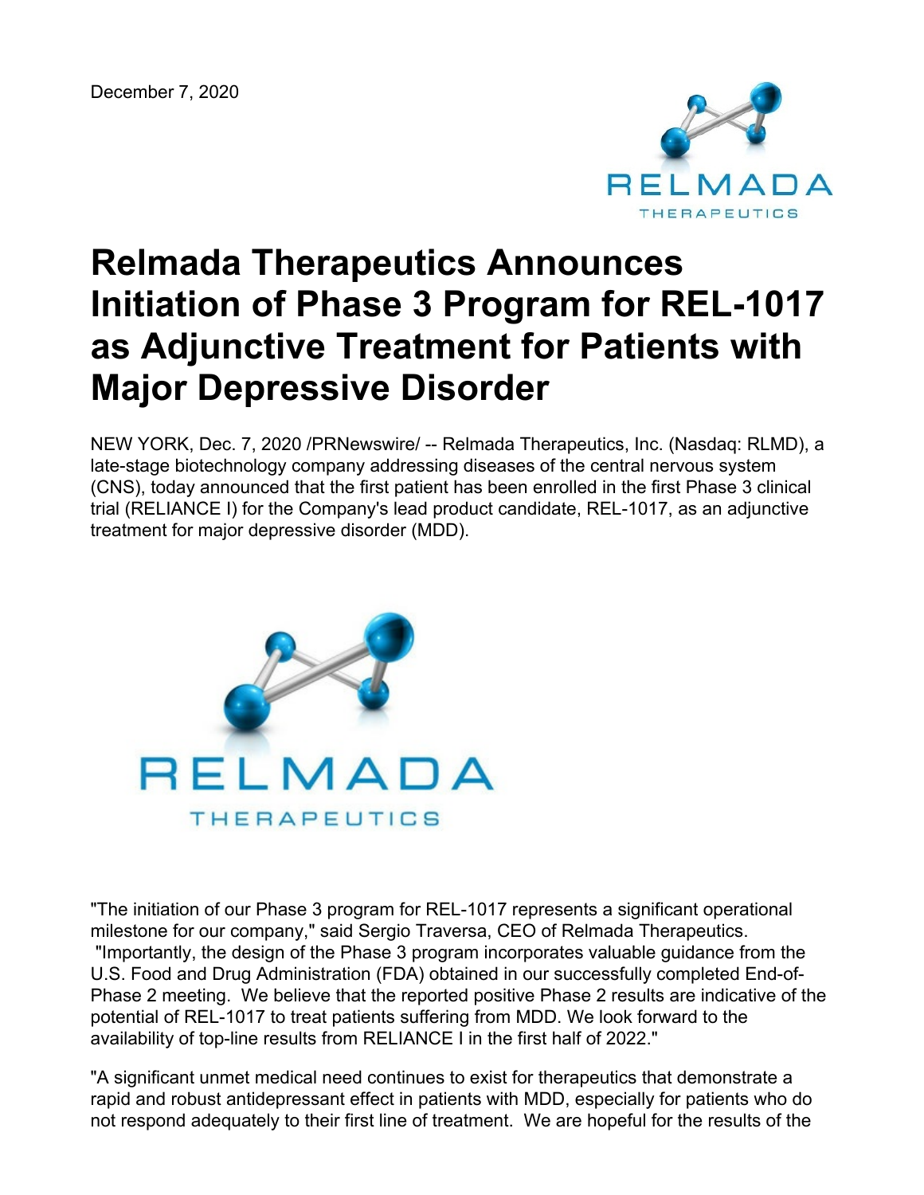December 7, 2020

# Relmada Therapeutics Announces Initiation of Phase 3 Program for REL-1017 as Adjunctive Treatment for Patients with Major Depressive Disorder

NEW YORK, Dec. 7, 2020 /PRNewswire/ -- Relmada Therapeutics, Inc. (Nasdaq: RLMD), a late-stage biotechnology company addressing diseases of the central nervous system (CNS), today announced that the first patient has been enrolled in the first Phase 3 clinical trial (RELIANCE I) for the Company's lead product candidate, REL-1017, as an adjunctive treatment for major depressive disorder (MDD).

"The initiation of our Phase 3 program for REL-1017 represents a significant operational milestone for our company," said Sergio Traversa, CEO of Relmada Therapeutics. "Importantly, the design of the Phase 3 program incorporates valuable guidance from the U.S. Food and Drug Administration (FDA) obtained in our successfully completed End-of-Phase 2 meeting. We believe that the reported positive Phase 2 results are indicative of the potential of REL-1017 to treat patients suffering from MDD. We look forward to the availability of top-line results from RELIANCE I in the first half of 2022."

"A significant unmet medical need continues to exist for therapeutics that demonstrate a rapid and robust antidepressant effect in patients with MDD, especially for patients who do not respond adequately to their first line of treatment. We are hopeful for the results of the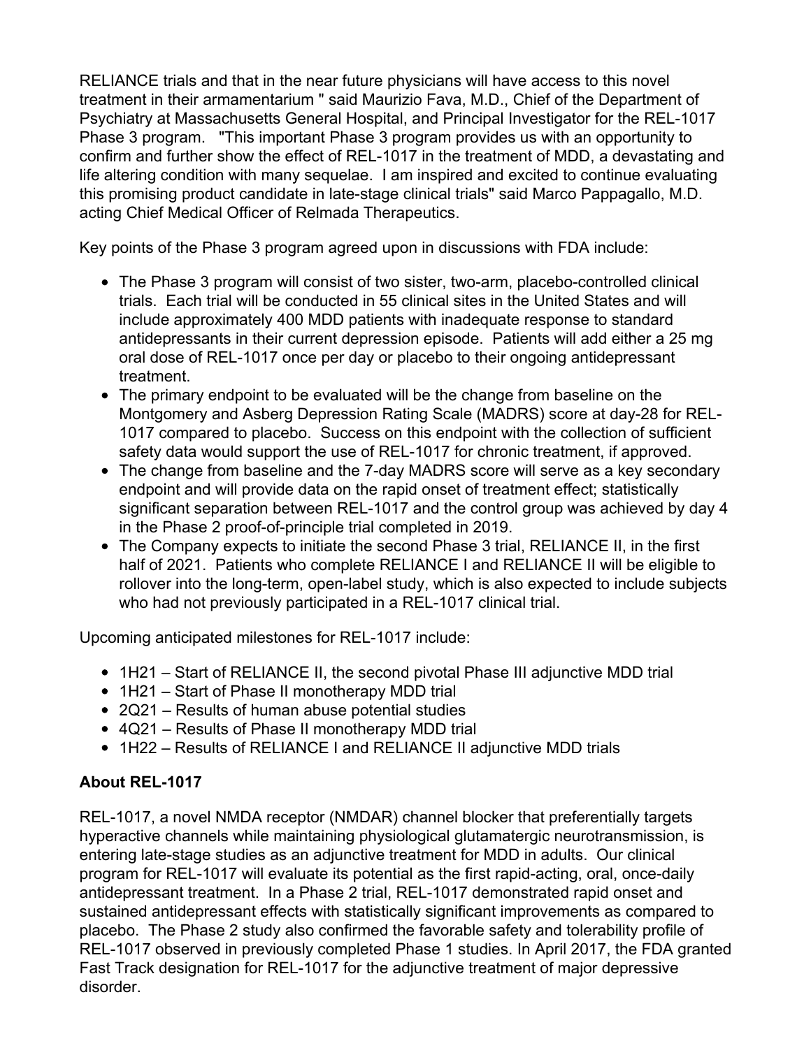RELIANCE trials and that in the near future physicians will have access to this novel treatment in their armamentarium " said Maurizio Fava, M.D., Chief of the Department of Psychiatry at Massachusetts General Hospital, and Principal Investigator for the REL-1017 Phase 3 program. "This important Phase 3 program provides us with an opportunity to confirm and further show the effect of REL-1017 in the treatment of MDD, a devastating and life altering condition with many sequelae. I am inspired and excited to continue evaluating this promising product candidate in late-stage clinical trials" said Marco Pappagallo, M.D. acting Chief Medical Officer of Relmada Therapeutics.

Key points of the Phase 3 program agreed upon in discussions with FDA include:

- The Phase 3 program will consist of two sister, two-arm, placebo-controlled clinical trials. Each trial will be conducted in 55 clinical sites in the United States and will include approximately 400 MDD patients with inadequate response to standard antidepressants in their current depression episode. Patients will add either a 25 mg oral dose of REL-1017 once per day or placebo to their ongoing antidepressant treatment.
- The primary endpoint to be evaluated will be the change from baseline on the Montgomery and Asberg Depression Rating Scale (MADRS) score at day-28 for REL-1017 compared to placebo. Success on this endpoint with the collection of sufficient safety data would support the use of REL-1017 for chronic treatment, if approved.
- The change from baseline and the 7-day MADRS score will serve as a key secondary endpoint and will provide data on the rapid onset of treatment effect; statistically significant separation between REL-1017 and the control group was achieved by day 4 in the Phase 2 proof-of-principle trial completed in 2019.
- The Company expects to initiate the second Phase 3 trial, RELIANCE II, in the first half of 2021. Patients who complete RELIANCE I and RELIANCE II will be eligible to rollover into the long-term, open-label study, which is also expected to include subjects who had not previously participated in a REL-1017 clinical trial.

Upcoming anticipated milestones for REL-1017 include:

- 1H21 – Start of RELIANCE II, the second pivotal Phase III adjunctive MDD trial
- 1H21 – Start of Phase II monotherapy MDD trial
- 2Q21 – Results of human abuse potential studies
- 4Q21 – Results of Phase II monotherapy MDD trial
- 1H22 – Results of RELIANCE I and RELIANCE II adjunctive MDD trials

**About REL-1017**

REL-1017, a novel NMDA receptor (NMDAR) channel blocker that preferentially targets hyperactive channels while maintaining physiological glutamatergic neurotransmission, is entering late-stage studies as an adjunctive treatment for MDD in adults. Our clinical program for REL-1017 will evaluate its potential as the first rapid-acting, oral, once-daily antidepressant treatment. In a Phase 2 trial, REL-1017 demonstrated rapid onset and sustained antidepressant effects with statistically significant improvements as compared to placebo. The Phase 2 study also confirmed the favorable safety and tolerability profile of REL-1017 observed in previously completed Phase 1 studies. In April 2017, the FDA granted Fast Track designation for REL-1017 for the adjunctive treatment of major depressive disorder.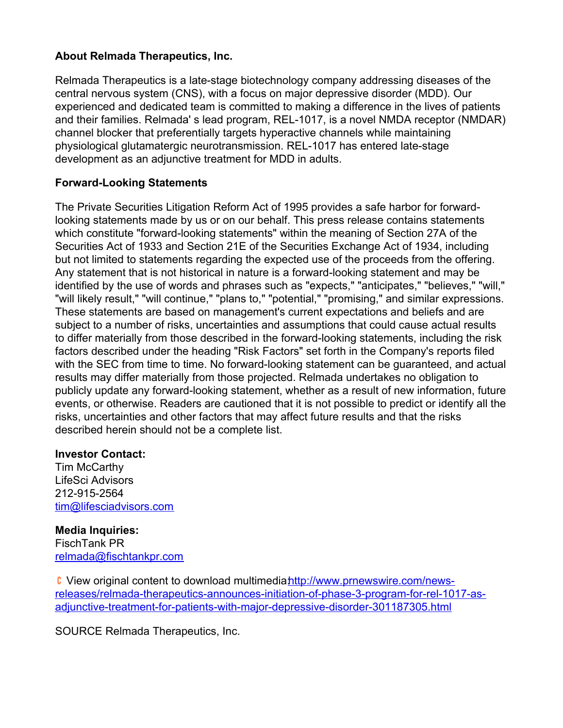**About Relmada Therapeutics, Inc.**

Relmada Therapeutics is a late-stage biotechnology company addressing diseases of the central nervous system (CNS), with a focus on major depressive disorder (MDD). Our experienced and dedicated team is committed to making a difference in the lives of patients and their families. Relmada' s lead program, REL-1017, is a novel NMDA receptor (NMDAR) channel blocker that preferentially targets hyperactive channels while maintaining physiological glutamatergic neurotransmission. REL-1017 has entered late-stage development as an adjunctive treatment for MDD in adults.

**Forward-Looking Statements**

The Private Securities Litigation Reform Act of 1995 provides a safe harbor for forward-looking statements made by us or on our behalf. This press release contains statements which constitute "forward-looking statements" within the meaning of Section 27A of the Securities Act of 1933 and Section 21E of the Securities Exchange Act of 1934, including but not limited to statements regarding the expected use of the proceeds from the offering. Any statement that is not historical in nature is a forward-looking statement and may be identified by the use of words and phrases such as "expects," "anticipates," "believes," "will," "will likely result," "will continue," "plans to," "potential," "promising," and similar expressions. These statements are based on management's current expectations and beliefs and are subject to a number of risks, uncertainties and assumptions that could cause actual results to differ materially from those described in the forward-looking statements, including the risk factors described under the heading "Risk Factors" set forth in the Company's reports filed with the SEC from time to time. No forward-looking statement can be guaranteed, and actual results may differ materially from those projected. Relmada undertakes no obligation to publicly update any forward-looking statement, whether as a result of new information, future events, or otherwise. Readers are cautioned that it is not possible to predict or identify all the risks, uncertainties and other factors that may affect future results and that the risks described herein should not be a complete list.

**Investor Contact:**
Tim McCarthy
LifeSci Advisors
212-915-2564
[tim@lifesciadvisors.com](mailto:tim@lifesciadvisors.com)

**Media Inquiries:**
FischTank PR
[relmada@fischtankpr.com](mailto:relmada@fischtankpr.com)

View original content to download multimedia:[http://www.prnewswire.com/news-releases/relmada-therapeutics-announces-initiation-of-phase-3-program-for-rel-1017-as-adjunctive-treatment-for-patients-with-major-depressive-disorder-301187305.html](http://www.prnewswire.com/news-releases/relmada-therapeutics-announces-initiation-of-phase-3-program-for-rel-1017-as-adjunctive-treatment-for-patients-with-major-depressive-disorder-301187305.html)

SOURCE Relmada Therapeutics, Inc.